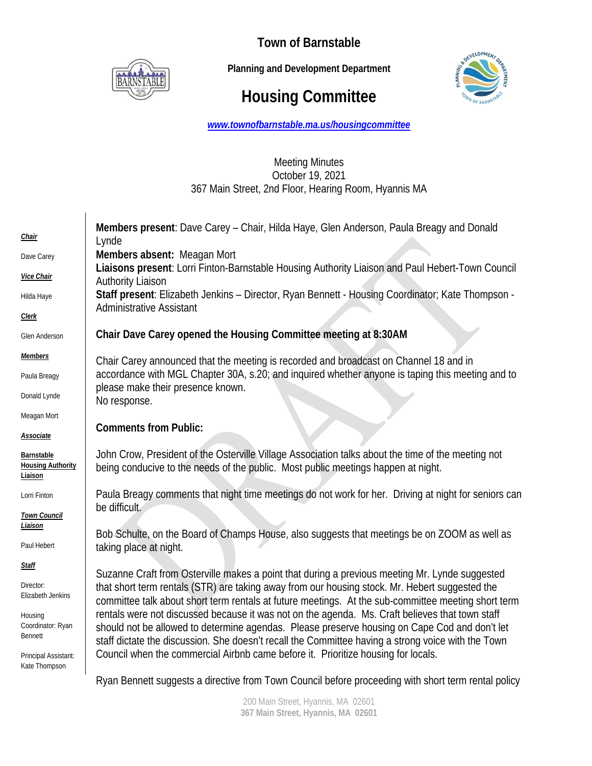# Town of Barnstable

**Planning and Development Department**

## Housing Committee

*www.townofbarnstable.ma.us/housingcommittee*

Meeting Minutes
October 19, 2021
367 Main Street, 2nd Floor, Hearing Room, Hyannis MA

***Chair***

Dave Carey

***Vice Chair***

Hilda Haye

***Clerk***

Glen Anderson

***Members***

Paula Breagy

Donald Lynde

Meagan Mort

***Associate***

**Barnstable Housing Authority Liaison**

Lorri Finton

***Town Council Liaison***

Paul Hebert

***Staff***

Director: Elizabeth Jenkins

Housing Coordinator: Ryan Bennett

Principal Assistant: Kate Thompson

**Members present**: Dave Carey – Chair, Hilda Haye, Glen Anderson, Paula Breagy and Donald Lynde
**Members absent:** Meagan Mort
**Liaisons present**: Lorri Finton-Barnstable Housing Authority Liaison and Paul Hebert-Town Council Authority Liaison
**Staff present**: Elizabeth Jenkins – Director, Ryan Bennett - Housing Coordinator; Kate Thompson - Administrative Assistant

**Chair Dave Carey opened the Housing Committee meeting at 8:30AM**

Chair Carey announced that the meeting is recorded and broadcast on Channel 18 and in accordance with MGL Chapter 30A, s.20; and inquired whether anyone is taping this meeting and to please make their presence known.
No response.

**Comments from Public:**

John Crow, President of the Osterville Village Association talks about the time of the meeting not being conducive to the needs of the public. Most public meetings happen at night.

Paula Breagy comments that night time meetings do not work for her. Driving at night for seniors can be difficult.

Bob Schulte, on the Board of Champs House, also suggests that meetings be on ZOOM as well as taking place at night.

Suzanne Craft from Osterville makes a point that during a previous meeting Mr. Lynde suggested that short term rentals (STR) are taking away from our housing stock. Mr. Hebert suggested the committee talk about short term rentals at future meetings. At the sub-committee meeting short term rentals were not discussed because it was not on the agenda. Ms. Craft believes that town staff should not be allowed to determine agendas. Please preserve housing on Cape Cod and don't let staff dictate the discussion. She doesn't recall the Committee having a strong voice with the Town Council when the commercial Airbnb came before it. Prioritize housing for locals.

Ryan Bennett suggests a directive from Town Council before proceeding with short term rental policy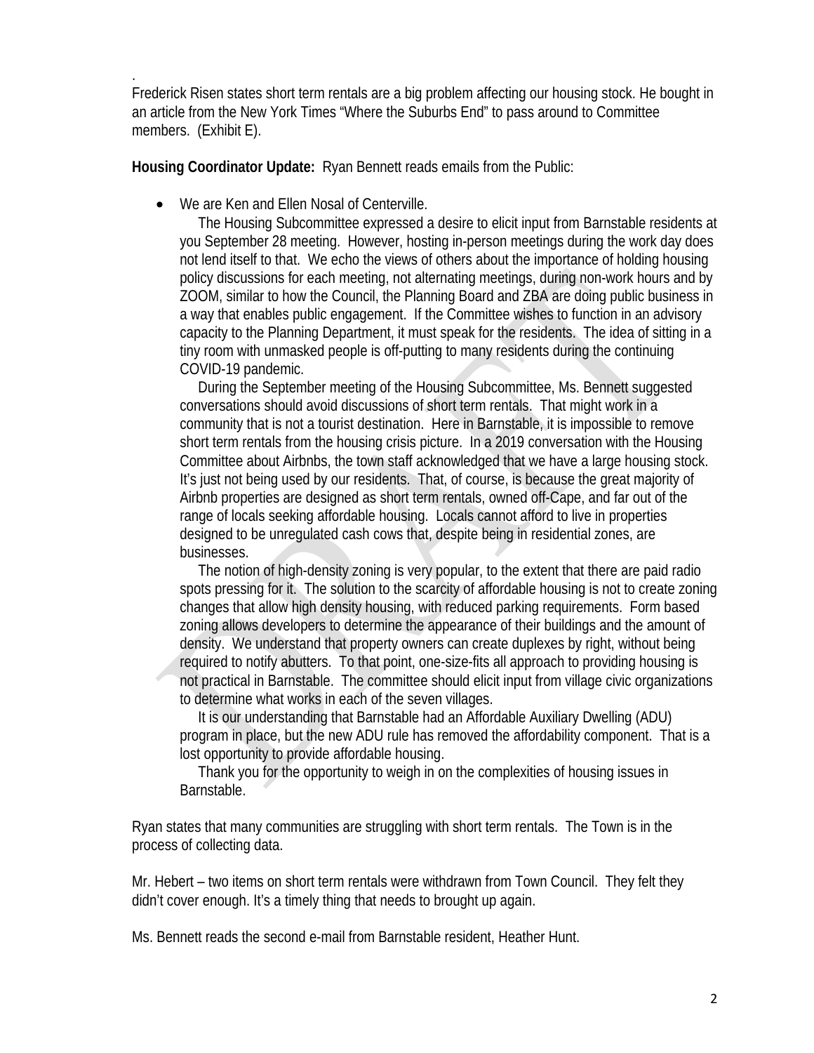.

Frederick Risen states short term rentals are a big problem affecting our housing stock. He bought in an article from the New York Times "Where the Suburbs End" to pass around to Committee members. (Exhibit E).

**Housing Coordinator Update:** Ryan Bennett reads emails from the Public:

- We are Ken and Ellen Nosal of Centerville.

  The Housing Subcommittee expressed a desire to elicit input from Barnstable residents at you September 28 meeting. However, hosting in-person meetings during the work day does not lend itself to that. We echo the views of others about the importance of holding housing policy discussions for each meeting, not alternating meetings, during non-work hours and by ZOOM, similar to how the Council, the Planning Board and ZBA are doing public business in a way that enables public engagement. If the Committee wishes to function in an advisory capacity to the Planning Department, it must speak for the residents. The idea of sitting in a tiny room with unmasked people is off-putting to many residents during the continuing COVID-19 pandemic.

  During the September meeting of the Housing Subcommittee, Ms. Bennett suggested conversations should avoid discussions of short term rentals. That might work in a community that is not a tourist destination. Here in Barnstable, it is impossible to remove short term rentals from the housing crisis picture. In a 2019 conversation with the Housing Committee about Airbnbs, the town staff acknowledged that we have a large housing stock. It's just not being used by our residents. That, of course, is because the great majority of Airbnb properties are designed as short term rentals, owned off-Cape, and far out of the range of locals seeking affordable housing. Locals cannot afford to live in properties designed to be unregulated cash cows that, despite being in residential zones, are businesses.

  The notion of high-density zoning is very popular, to the extent that there are paid radio spots pressing for it. The solution to the scarcity of affordable housing is not to create zoning changes that allow high density housing, with reduced parking requirements. Form based zoning allows developers to determine the appearance of their buildings and the amount of density. We understand that property owners can create duplexes by right, without being required to notify abutters. To that point, one-size-fits all approach to providing housing is not practical in Barnstable. The committee should elicit input from village civic organizations to determine what works in each of the seven villages.

  It is our understanding that Barnstable had an Affordable Auxiliary Dwelling (ADU) program in place, but the new ADU rule has removed the affordability component. That is a lost opportunity to provide affordable housing.

  Thank you for the opportunity to weigh in on the complexities of housing issues in Barnstable.

Ryan states that many communities are struggling with short term rentals. The Town is in the process of collecting data.

Mr. Hebert – two items on short term rentals were withdrawn from Town Council. They felt they didn't cover enough. It's a timely thing that needs to brought up again.

Ms. Bennett reads the second e-mail from Barnstable resident, Heather Hunt.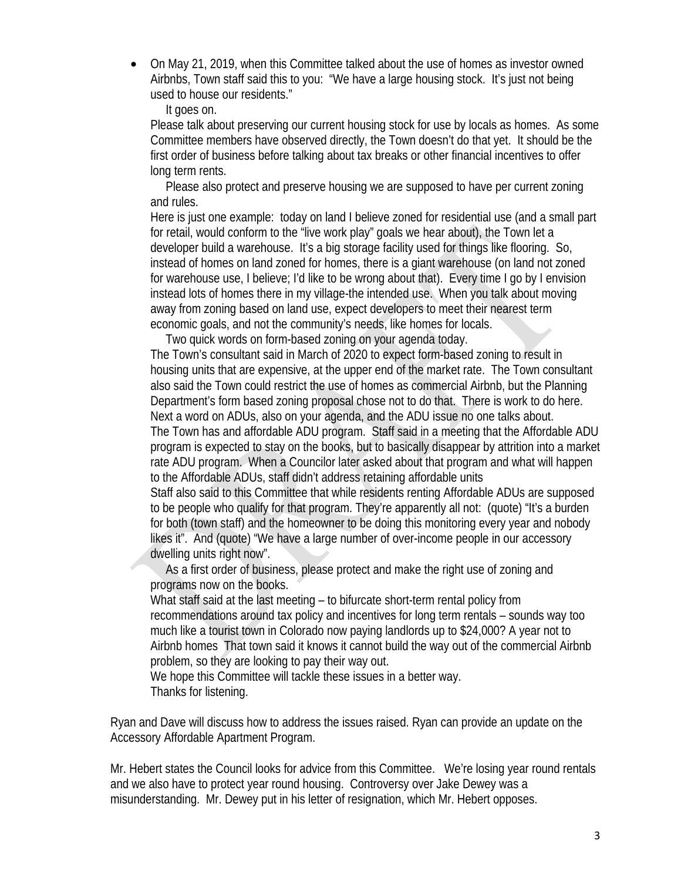- On May 21, 2019, when this Committee talked about the use of homes as investor owned Airbnbs, Town staff said this to you: "We have a large housing stock. It's just not being used to house our residents."

  It goes on.

  Please talk about preserving our current housing stock for use by locals as homes. As some Committee members have observed directly, the Town doesn't do that yet. It should be the first order of business before talking about tax breaks or other financial incentives to offer long term rents.

  Please also protect and preserve housing we are supposed to have per current zoning and rules.

  Here is just one example: today on land I believe zoned for residential use (and a small part for retail, would conform to the "live work play" goals we hear about), the Town let a developer build a warehouse. It's a big storage facility used for things like flooring. So, instead of homes on land zoned for homes, there is a giant warehouse (on land not zoned for warehouse use, I believe; I'd like to be wrong about that). Every time I go by I envision instead lots of homes there in my village-the intended use. When you talk about moving away from zoning based on land use, expect developers to meet their nearest term economic goals, and not the community's needs, like homes for locals.

  Two quick words on form-based zoning on your agenda today.

  The Town's consultant said in March of 2020 to expect form-based zoning to result in housing units that are expensive, at the upper end of the market rate. The Town consultant also said the Town could restrict the use of homes as commercial Airbnb, but the Planning Department's form based zoning proposal chose not to do that. There is work to do here.

  Next a word on ADUs, also on your agenda, and the ADU issue no one talks about.

  The Town has and affordable ADU program. Staff said in a meeting that the Affordable ADU program is expected to stay on the books, but to basically disappear by attrition into a market rate ADU program. When a Councilor later asked about that program and what will happen to the Affordable ADUs, staff didn't address retaining affordable units

  Staff also said to this Committee that while residents renting Affordable ADUs are supposed to be people who qualify for that program. They're apparently all not: (quote) "It's a burden for both (town staff) and the homeowner to be doing this monitoring every year and nobody likes it". And (quote) "We have a large number of over-income people in our accessory dwelling units right now".

  As a first order of business, please protect and make the right use of zoning and programs now on the books.

  What staff said at the last meeting – to bifurcate short-term rental policy from recommendations around tax policy and incentives for long term rentals – sounds way too much like a tourist town in Colorado now paying landlords up to $24,000? A year not to Airbnb homes That town said it knows it cannot build the way out of the commercial Airbnb problem, so they are looking to pay their way out.

  We hope this Committee will tackle these issues in a better way.

  Thanks for listening.

Ryan and Dave will discuss how to address the issues raised. Ryan can provide an update on the Accessory Affordable Apartment Program.

Mr. Hebert states the Council looks for advice from this Committee. We're losing year round rentals and we also have to protect year round housing. Controversy over Jake Dewey was a misunderstanding. Mr. Dewey put in his letter of resignation, which Mr. Hebert opposes.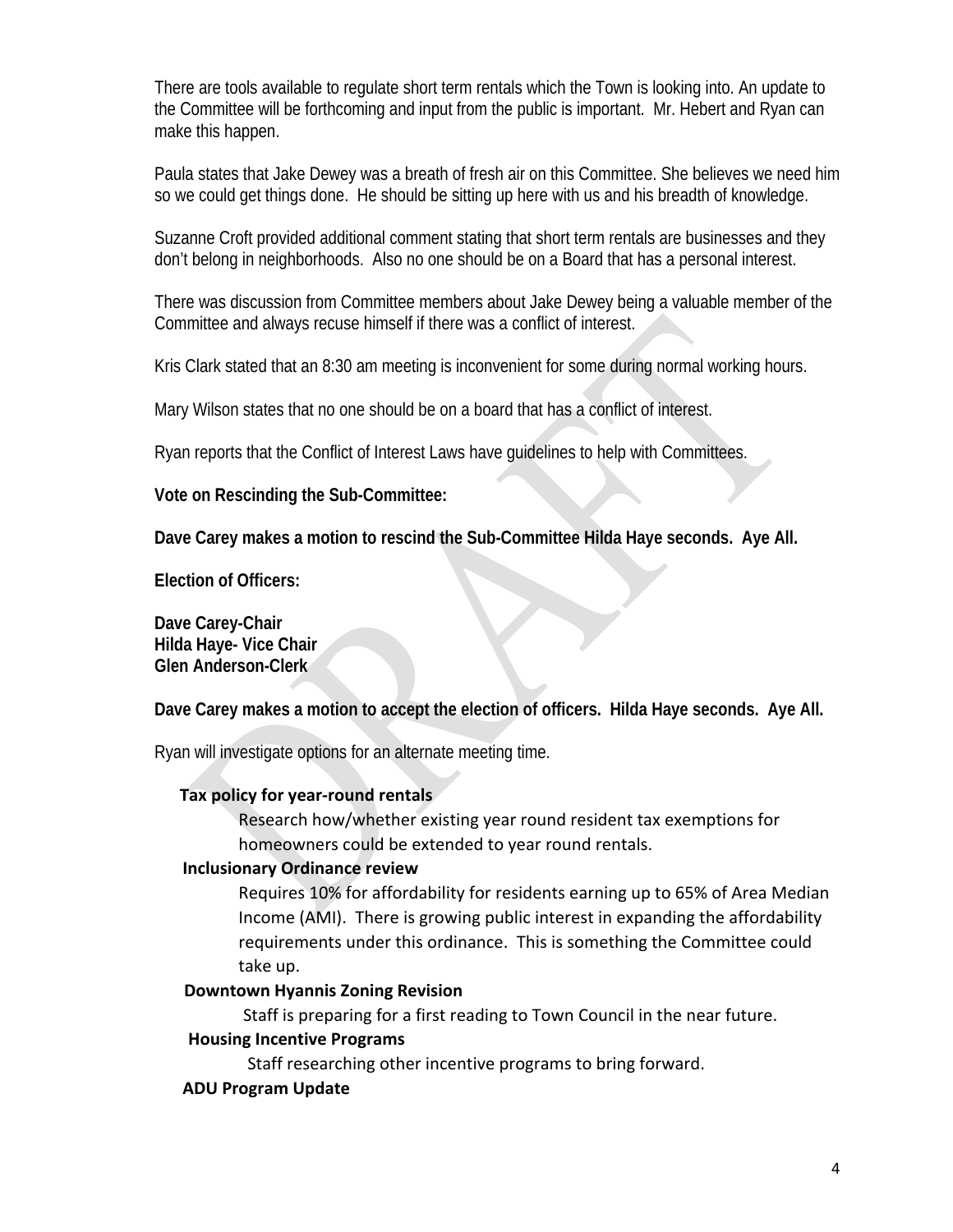There are tools available to regulate short term rentals which the Town is looking into. An update to the Committee will be forthcoming and input from the public is important. Mr. Hebert and Ryan can make this happen.

Paula states that Jake Dewey was a breath of fresh air on this Committee. She believes we need him so we could get things done. He should be sitting up here with us and his breadth of knowledge.

Suzanne Croft provided additional comment stating that short term rentals are businesses and they don't belong in neighborhoods. Also no one should be on a Board that has a personal interest.

There was discussion from Committee members about Jake Dewey being a valuable member of the Committee and always recuse himself if there was a conflict of interest.

Kris Clark stated that an 8:30 am meeting is inconvenient for some during normal working hours.

Mary Wilson states that no one should be on a board that has a conflict of interest.

Ryan reports that the Conflict of Interest Laws have guidelines to help with Committees.

**Vote on Rescinding the Sub-Committee:**

**Dave Carey makes a motion to rescind the Sub-Committee Hilda Haye seconds. Aye All.**

**Election of Officers:**

**Dave Carey-Chair**
**Hilda Haye- Vice Chair**
**Glen Anderson-Clerk**

**Dave Carey makes a motion to accept the election of officers. Hilda Haye seconds. Aye All.**

Ryan will investigate options for an alternate meeting time.

**Tax policy for year-round rentals**

Research how/whether existing year round resident tax exemptions for homeowners could be extended to year round rentals.

**Inclusionary Ordinance review**

Requires 10% for affordability for residents earning up to 65% of Area Median Income (AMI). There is growing public interest in expanding the affordability requirements under this ordinance. This is something the Committee could take up.

**Downtown Hyannis Zoning Revision**

Staff is preparing for a first reading to Town Council in the near future.

**Housing Incentive Programs**

Staff researching other incentive programs to bring forward.

**ADU Program Update**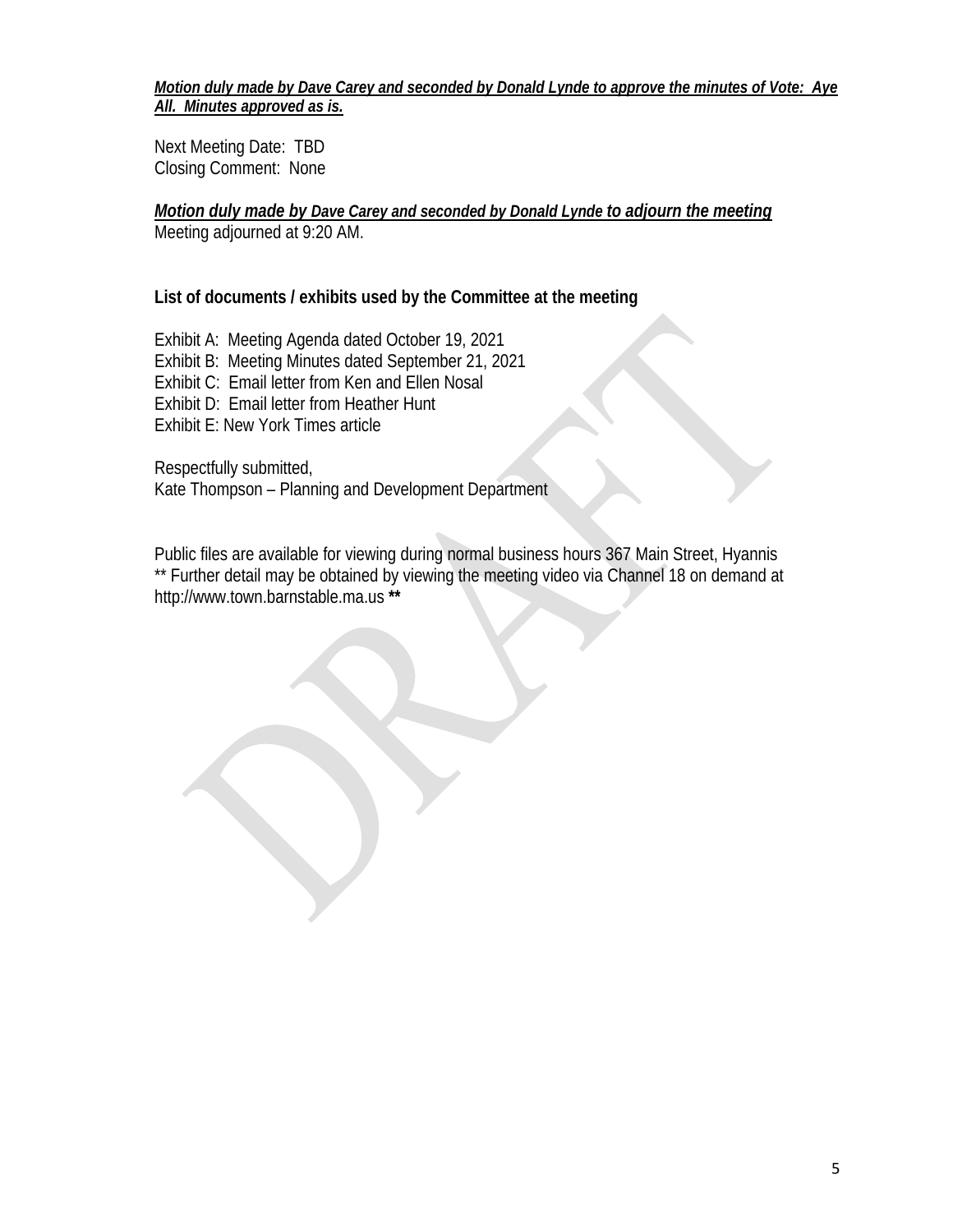***Motion duly made by Dave Carey and seconded by Donald Lynde to approve the minutes of Vote: Aye All. Minutes approved as is.***

Next Meeting Date: TBD
Closing Comment: None

***Motion duly made by Dave Carey and seconded by Donald Lynde to adjourn the meeting***
Meeting adjourned at 9:20 AM.

**List of documents / exhibits used by the Committee at the meeting**

Exhibit A: Meeting Agenda dated October 19, 2021
Exhibit B: Meeting Minutes dated September 21, 2021
Exhibit C: Email letter from Ken and Ellen Nosal
Exhibit D: Email letter from Heather Hunt
Exhibit E: New York Times article

Respectfully submitted,
Kate Thompson – Planning and Development Department

Public files are available for viewing during normal business hours 367 Main Street, Hyannis
** Further detail may be obtained by viewing the meeting video via Channel 18 on demand at http://www.town.barnstable.ma.us **